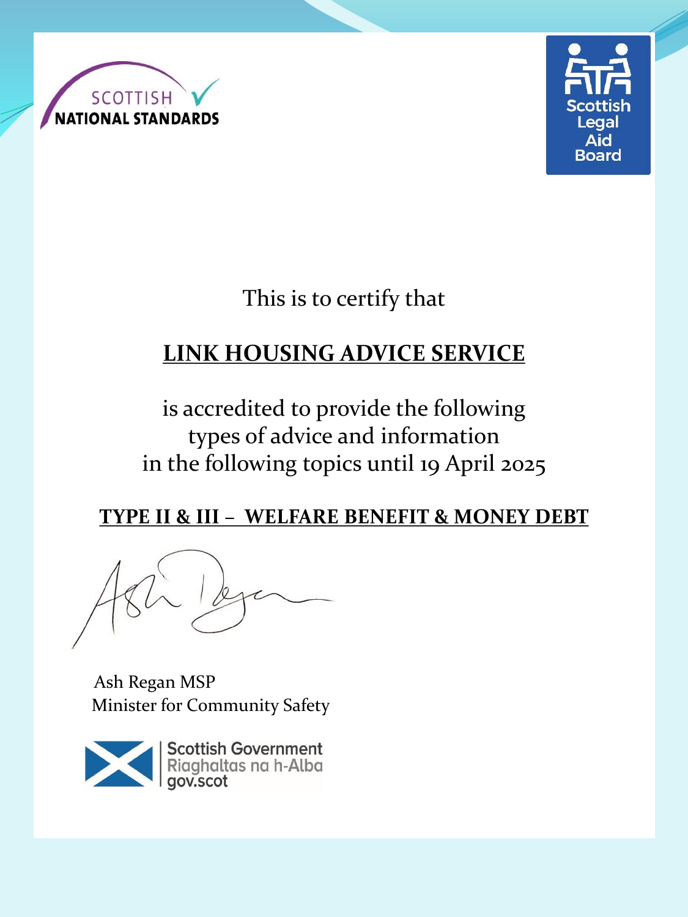SCOTTISH NATIONAL STANDARDS

Scottish Legal Aid Board

This is to certify that

**LINK HOUSING ADVICE SERVICE**

is accredited to provide the following types of advice and information in the following topics until 19 April 2025

**TYPE II & III – WELFARE BENEFIT & MONEY DEBT**

Ash Regan MSP
Minister for Community Safety

Scottish Government
Riaghaltas na h-Alba
gov.scot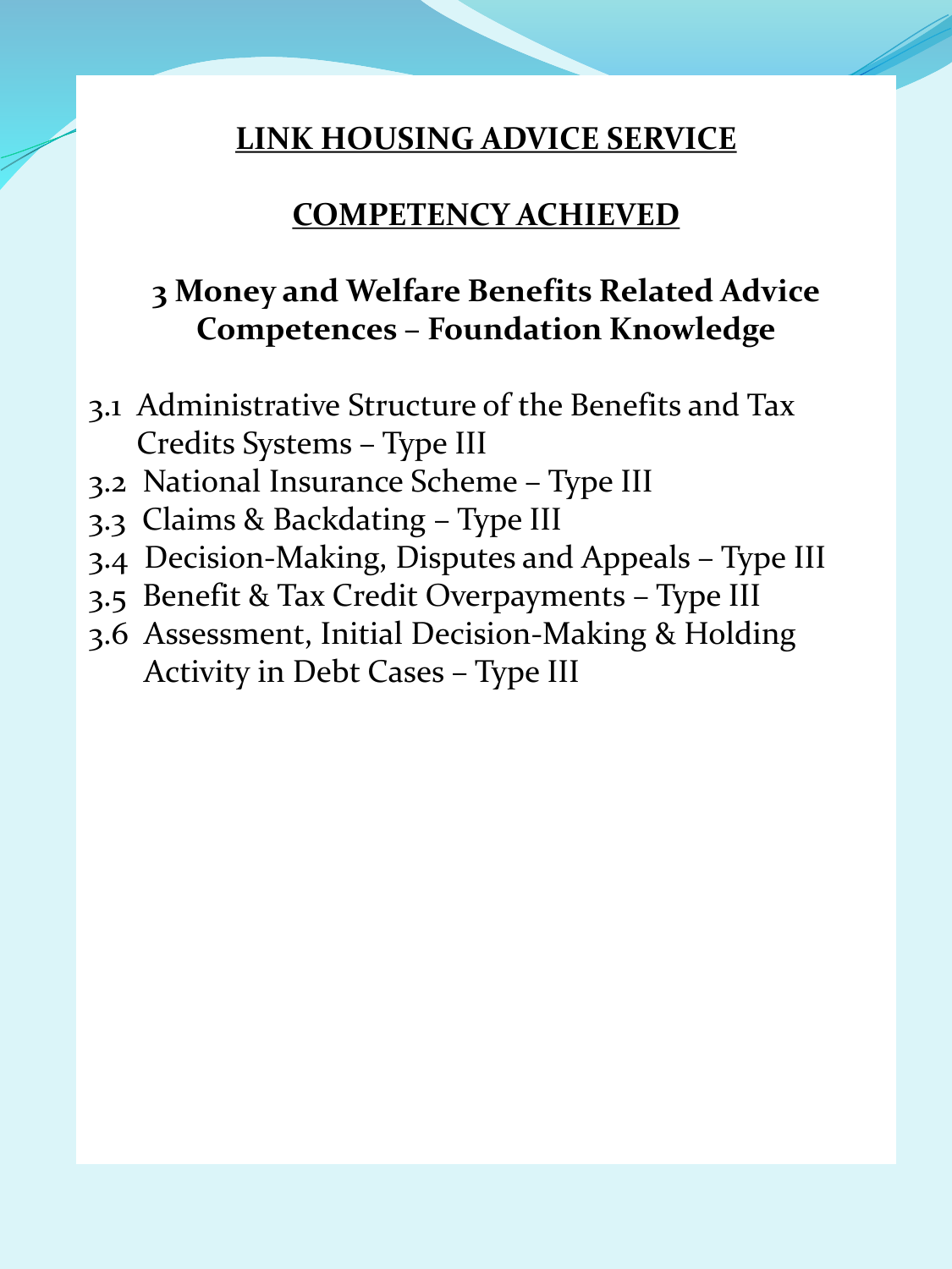# LINK HOUSING ADVICE SERVICE

## COMPETENCY ACHIEVED

### 3 Money and Welfare Benefits Related Advice Competences – Foundation Knowledge

- 3.1 Administrative Structure of the Benefits and Tax Credits Systems – Type III
- 3.2 National Insurance Scheme – Type III
- 3.3 Claims & Backdating – Type III
- 3.4 Decision-Making, Disputes and Appeals – Type III
- 3.5 Benefit & Tax Credit Overpayments – Type III
- 3.6 Assessment, Initial Decision-Making & Holding Activity in Debt Cases – Type III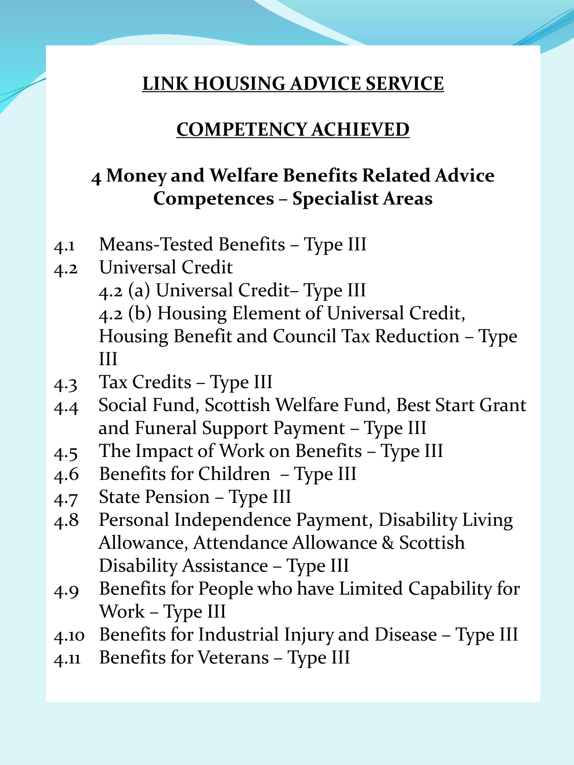# LINK HOUSING ADVICE SERVICE

## COMPETENCY ACHIEVED

### 4 Money and Welfare Benefits Related Advice Competences – Specialist Areas

- 4.1 Means-Tested Benefits – Type III
- 4.2 Universal Credit
  - 4.2 (a) Universal Credit– Type III
  - 4.2 (b) Housing Element of Universal Credit, Housing Benefit and Council Tax Reduction – Type III
- 4.3 Tax Credits – Type III
- 4.4 Social Fund, Scottish Welfare Fund, Best Start Grant and Funeral Support Payment – Type III
- 4.5 The Impact of Work on Benefits – Type III
- 4.6 Benefits for Children – Type III
- 4.7 State Pension – Type III
- 4.8 Personal Independence Payment, Disability Living Allowance, Attendance Allowance & Scottish Disability Assistance – Type III
- 4.9 Benefits for People who have Limited Capability for Work – Type III
- 4.10 Benefits for Industrial Injury and Disease – Type III
- 4.11 Benefits for Veterans – Type III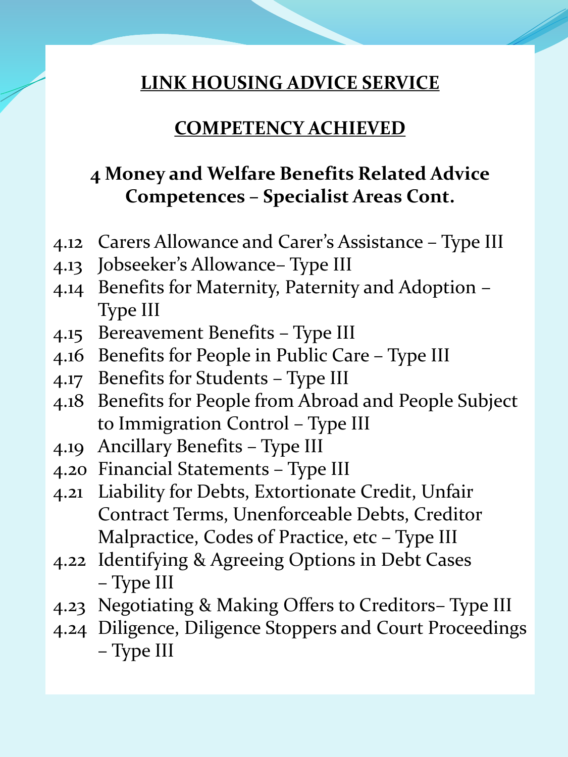# LINK HOUSING ADVICE SERVICE

## COMPETENCY ACHIEVED

### 4 Money and Welfare Benefits Related Advice Competences – Specialist Areas Cont.

- 4.12 Carers Allowance and Carer's Assistance – Type III
- 4.13 Jobseeker's Allowance– Type III
- 4.14 Benefits for Maternity, Paternity and Adoption – Type III
- 4.15 Bereavement Benefits – Type III
- 4.16 Benefits for People in Public Care – Type III
- 4.17 Benefits for Students – Type III
- 4.18 Benefits for People from Abroad and People Subject to Immigration Control – Type III
- 4.19 Ancillary Benefits – Type III
- 4.20 Financial Statements – Type III
- 4.21 Liability for Debts, Extortionate Credit, Unfair Contract Terms, Unenforceable Debts, Creditor Malpractice, Codes of Practice, etc – Type III
- 4.22 Identifying & Agreeing Options in Debt Cases – Type III
- 4.23 Negotiating & Making Offers to Creditors– Type III
- 4.24 Diligence, Diligence Stoppers and Court Proceedings – Type III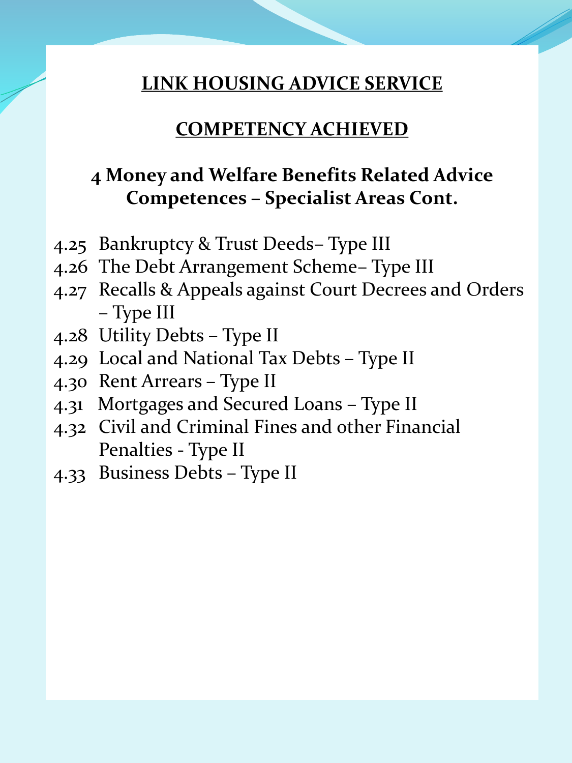# LINK HOUSING ADVICE SERVICE

## COMPETENCY ACHIEVED

### 4 Money and Welfare Benefits Related Advice Competences – Specialist Areas Cont.

4.25 Bankruptcy & Trust Deeds– Type III
4.26 The Debt Arrangement Scheme– Type III
4.27 Recalls & Appeals against Court Decrees and Orders – Type III
4.28 Utility Debts – Type II
4.29 Local and National Tax Debts – Type II
4.30 Rent Arrears – Type II
4.31 Mortgages and Secured Loans – Type II
4.32 Civil and Criminal Fines and other Financial Penalties - Type II
4.33 Business Debts – Type II